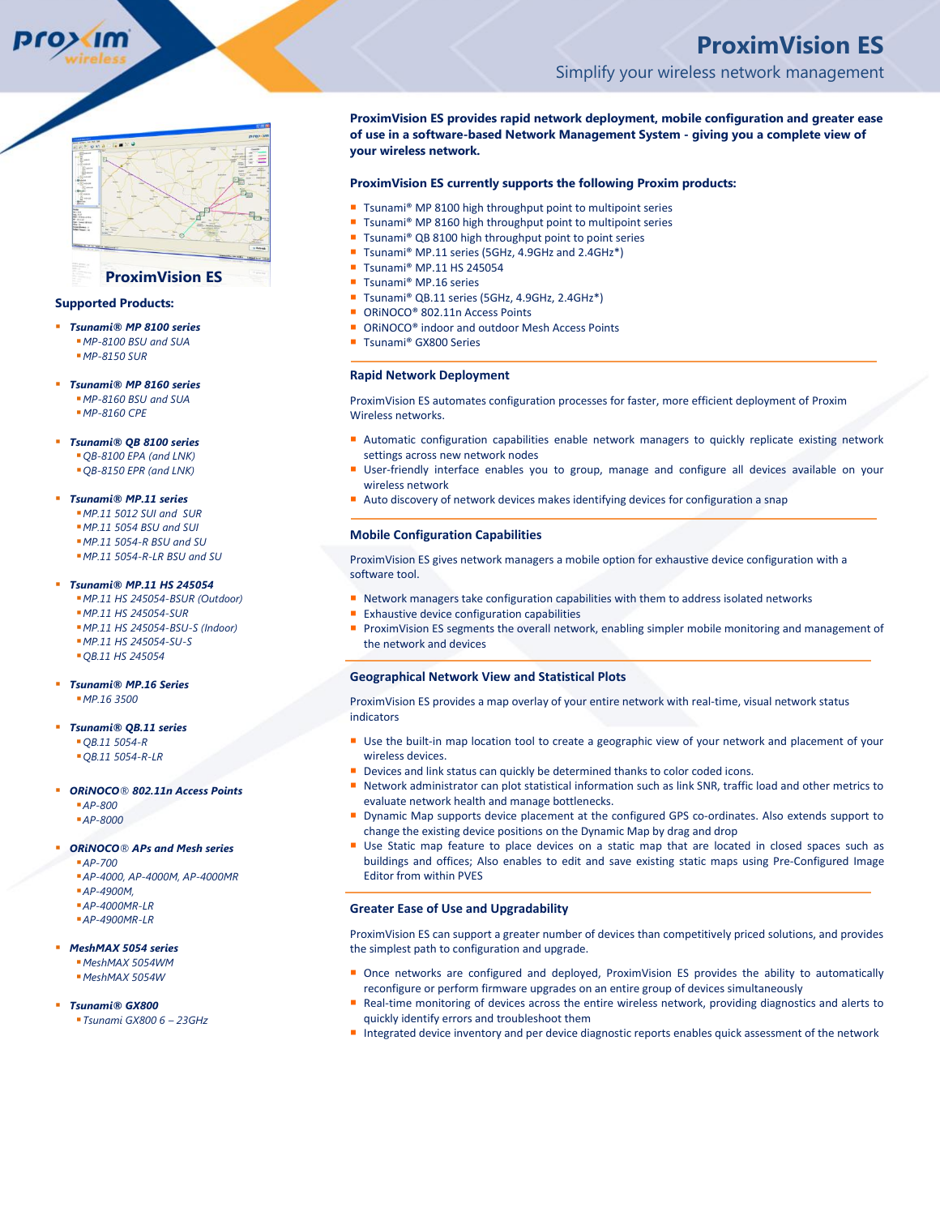# ProximVision ES

Simplify your wireless network management

**ProximVision ES provides rapid network deployment, mobile configuration and greater ease of use in a software-based Network Management System - giving you a complete view of your wireless network.**

**ProximVision ES currently supports the following Proxim products:**

- Tsunami® MP 8100 high throughput point to multipoint series
- Tsunami® MP 8160 high throughput point to multipoint series
- Tsunami® QB 8100 high throughput point to point series
- Tsunami® MP.11 series (5GHz, 4.9GHz and 2.4GHz*)
- Tsunami® MP.11 HS 245054
- Tsunami® MP.16 series
- Tsunami® QB.11 series (5GHz, 4.9GHz, 2.4GHz*)
- ORiNOCO® 802.11n Access Points
- ORiNOCO® indoor and outdoor Mesh Access Points
- Tsunami® GX800 Series

## Rapid Network Deployment

ProximVision ES automates configuration processes for faster, more efficient deployment of Proxim Wireless networks.

- Automatic configuration capabilities enable network managers to quickly replicate existing network settings across new network nodes
- User-friendly interface enables you to group, manage and configure all devices available on your wireless network
- Auto discovery of network devices makes identifying devices for configuration a snap

## Mobile Configuration Capabilities

ProximVision ES gives network managers a mobile option for exhaustive device configuration with a software tool.

- Network managers take configuration capabilities with them to address isolated networks
- Exhaustive device configuration capabilities
- ProximVision ES segments the overall network, enabling simpler mobile monitoring and management of the network and devices

## Geographical Network View and Statistical Plots

ProximVision ES provides a map overlay of your entire network with real-time, visual network status indicators

- Use the built-in map location tool to create a geographic view of your network and placement of your wireless devices.
- Devices and link status can quickly be determined thanks to color coded icons.
- Network administrator can plot statistical information such as link SNR, traffic load and other metrics to evaluate network health and manage bottlenecks.
- Dynamic Map supports device placement at the configured GPS co-ordinates. Also extends support to change the existing device positions on the Dynamic Map by drag and drop
- Use Static map feature to place devices on a static map that are located in closed spaces such as buildings and offices; Also enables to edit and save existing static maps using Pre-Configured Image Editor from within PVES

## Greater Ease of Use and Upgradability

ProximVision ES can support a greater number of devices than competitively priced solutions, and provides the simplest path to configuration and upgrade.

- Once networks are configured and deployed, ProximVision ES provides the ability to automatically reconfigure or perform firmware upgrades on an entire group of devices simultaneously
- Real-time monitoring of devices across the entire wireless network, providing diagnostics and alerts to quickly identify errors and troubleshoot them
- Integrated device inventory and per device diagnostic reports enables quick assessment of the network

## ProximVision ES

### Supported Products:

- ***Tsunami® MP 8100 series***
  - *MP-8100 BSU and SUA*
  - *MP-8150 SUR*
- ***Tsunami® MP 8160 series***
  - *MP-8160 BSU and SUA*
  - *MP-8160 CPE*
- ***Tsunami® QB 8100 series***
  - *QB-8100 EPA (and LNK)*
  - *QB-8150 EPR (and LNK)*
- ***Tsunami® MP.11 series***
  - *MP.11 5012 SUI and SUR*
  - *MP.11 5054 BSU and SUI*
  - *MP.11 5054-R BSU and SU*
  - *MP.11 5054-R-LR BSU and SU*
- ***Tsunami® MP.11 HS 245054***
  - *MP.11 HS 245054-BSUR (Outdoor)*
  - *MP.11 HS 245054-SUR*
  - *MP.11 HS 245054-BSU-S (Indoor)*
  - *MP.11 HS 245054-SU-S*
  - *QB.11 HS 245054*
- ***Tsunami® MP.16 Series***
  - *MP.16 3500*
- ***Tsunami® QB.11 series***
  - *QB.11 5054-R*
  - *QB.11 5054-R-LR*
- ***ORiNOCO® 802.11n Access Points***
  - *AP-800*
  - *AP-8000*
- ***ORiNOCO® APs and Mesh series***
  - *AP-700*
  - *AP-4000, AP-4000M, AP-4000MR*
  - *AP-4900M,*
  - *AP-4000MR-LR*
  - *AP-4900MR-LR*
- ***MeshMAX 5054 series***
  - *MeshMAX 5054WM*
  - *MeshMAX 5054W*
- ***Tsunami® GX800***
  - *Tsunami GX800 6 – 23GHz*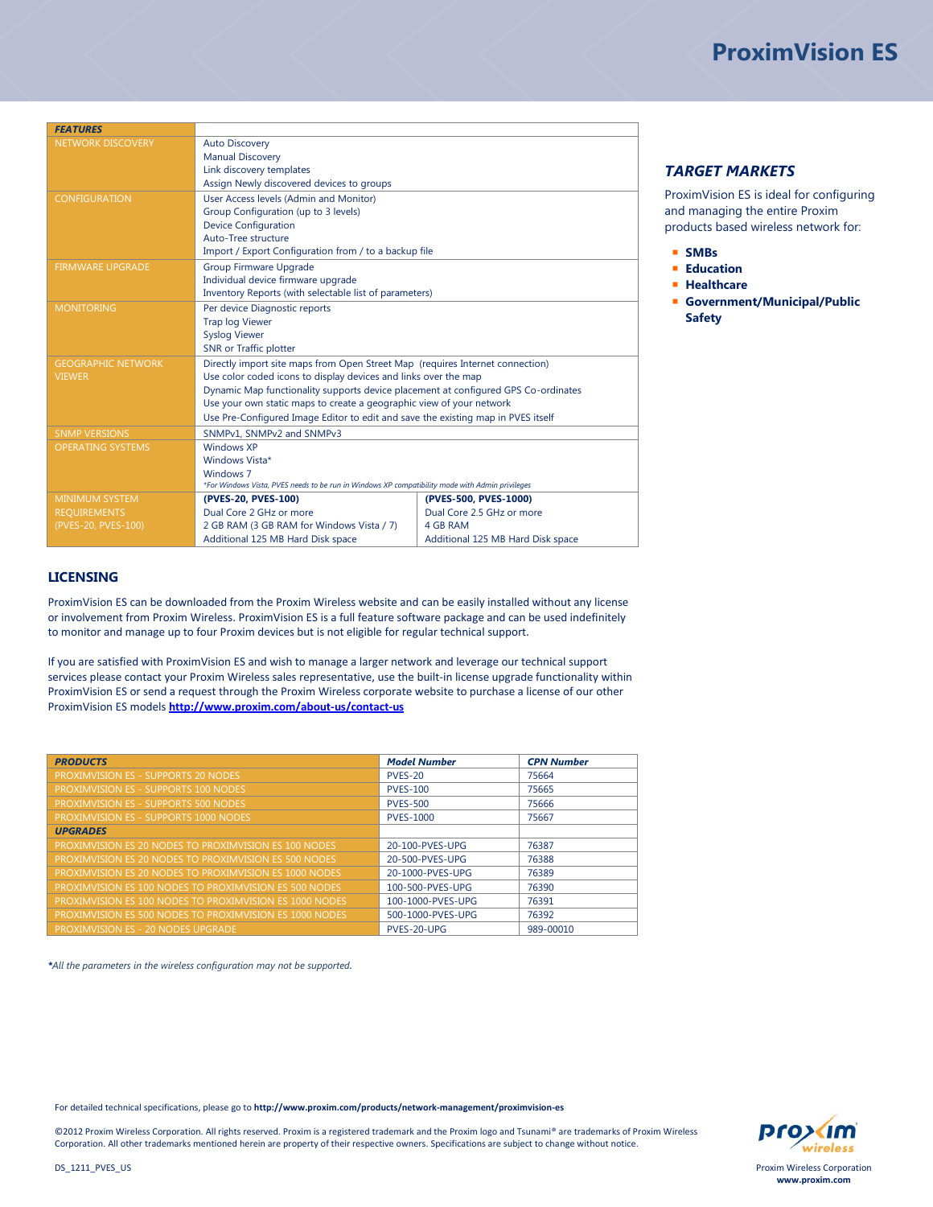# ProximVision ES

| FEATURES | | |
|---|---|---|
| NETWORK DISCOVERY | Auto Discovery<br>Manual Discovery<br>Link discovery templates<br>Assign Newly discovered devices to groups | |
| CONFIGURATION | User Access levels (Admin and Monitor)<br>Group Configuration (up to 3 levels)<br>Device Configuration<br>Auto-Tree structure<br>Import / Export Configuration from / to a backup file | |
| FIRMWARE UPGRADE | Group Firmware Upgrade<br>Individual device firmware upgrade<br>Inventory Reports (with selectable list of parameters) | |
| MONITORING | Per device Diagnostic reports<br>Trap log Viewer<br>Syslog Viewer<br>SNR or Traffic plotter | |
| GEOGRAPHIC NETWORK VIEWER | Directly import site maps from Open Street Map (requires Internet connection)<br>Use color coded icons to display devices and links over the map<br>Dynamic Map functionality supports device placement at configured GPS Co-ordinates<br>Use your own static maps to create a geographic view of your network<br>Use Pre-Configured Image Editor to edit and save the existing map in PVES itself | |
| SNMP VERSIONS | SNMPv1, SNMPv2 and SNMPv3 | |
| OPERATING SYSTEMS | Windows XP<br>Windows Vista*<br>Windows 7<br>*For Windows Vista, PVES needs to be run in Windows XP compatibility mode with Admin privileges | |
| MINIMUM SYSTEM REQUIREMENTS (PVES-20, PVES-100) | **(PVES-20, PVES-100)**<br>Dual Core 2 GHz or more<br>2 GB RAM (3 GB RAM for Windows Vista / 7)<br>Additional 125 MB Hard Disk space | **(PVES-500, PVES-1000)**<br>Dual Core 2.5 GHz or more<br>4 GB RAM<br>Additional 125 MB Hard Disk space |

## TARGET MARKETS

ProximVision ES is ideal for configuring and managing the entire Proxim products based wireless network for:

- **SMBs**
- **Education**
- **Healthcare**
- **Government/Municipal/Public Safety**

## LICENSING

ProximVision ES can be downloaded from the Proxim Wireless website and can be easily installed without any license or involvement from Proxim Wireless. ProximVision ES is a full feature software package and can be used indefinitely to monitor and manage up to four Proxim devices but is not eligible for regular technical support.

If you are satisfied with ProximVision ES and wish to manage a larger network and leverage our technical support services please contact your Proxim Wireless sales representative, use the built-in license upgrade functionality within ProximVision ES or send a request through the Proxim Wireless corporate website to purchase a license of our other ProximVision ES models **http://www.proxim.com/about-us/contact-us**

| PRODUCTS | Model Number | CPN Number |
|---|---|---|
| PROXIMVISION ES - SUPPORTS 20 NODES | PVES-20 | 75664 |
| PROXIMVISION ES - SUPPORTS 100 NODES | PVES-100 | 75665 |
| PROXIMVISION ES - SUPPORTS 500 NODES | PVES-500 | 75666 |
| PROXIMVISION ES - SUPPORTS 1000 NODES | PVES-1000 | 75667 |
| **UPGRADES** | | |
| PROXIMVISION ES 20 NODES TO PROXIMVISION ES 100 NODES | 20-100-PVES-UPG | 76387 |
| PROXIMVISION ES 20 NODES TO PROXIMVISION ES 500 NODES | 20-500-PVES-UPG | 76388 |
| PROXIMVISION ES 20 NODES TO PROXIMVISION ES 1000 NODES | 20-1000-PVES-UPG | 76389 |
| PROXIMVISION ES 100 NODES TO PROXIMVISION ES 500 NODES | 100-500-PVES-UPG | 76390 |
| PROXIMVISION ES 100 NODES TO PROXIMVISION ES 1000 NODES | 100-1000-PVES-UPG | 76391 |
| PROXIMVISION ES 500 NODES TO PROXIMVISION ES 1000 NODES | 500-1000-PVES-UPG | 76392 |
| PROXIMVISION ES - 20 NODES UPGRADE | PVES-20-UPG | 989-00010 |

***All the parameters in the wireless configuration may not be supported.***

For detailed technical specifications, please go to **http://www.proxim.com/products/network-management/proximvision-es**

©2012 Proxim Wireless Corporation. All rights reserved. Proxim is a registered trademark and the Proxim logo and Tsunami® are trademarks of Proxim Wireless Corporation. All other trademarks mentioned herein are property of their respective owners. Specifications are subject to change without notice.

DS_1211_PVES_US

Proxim Wireless Corporation
**www.proxim.com**